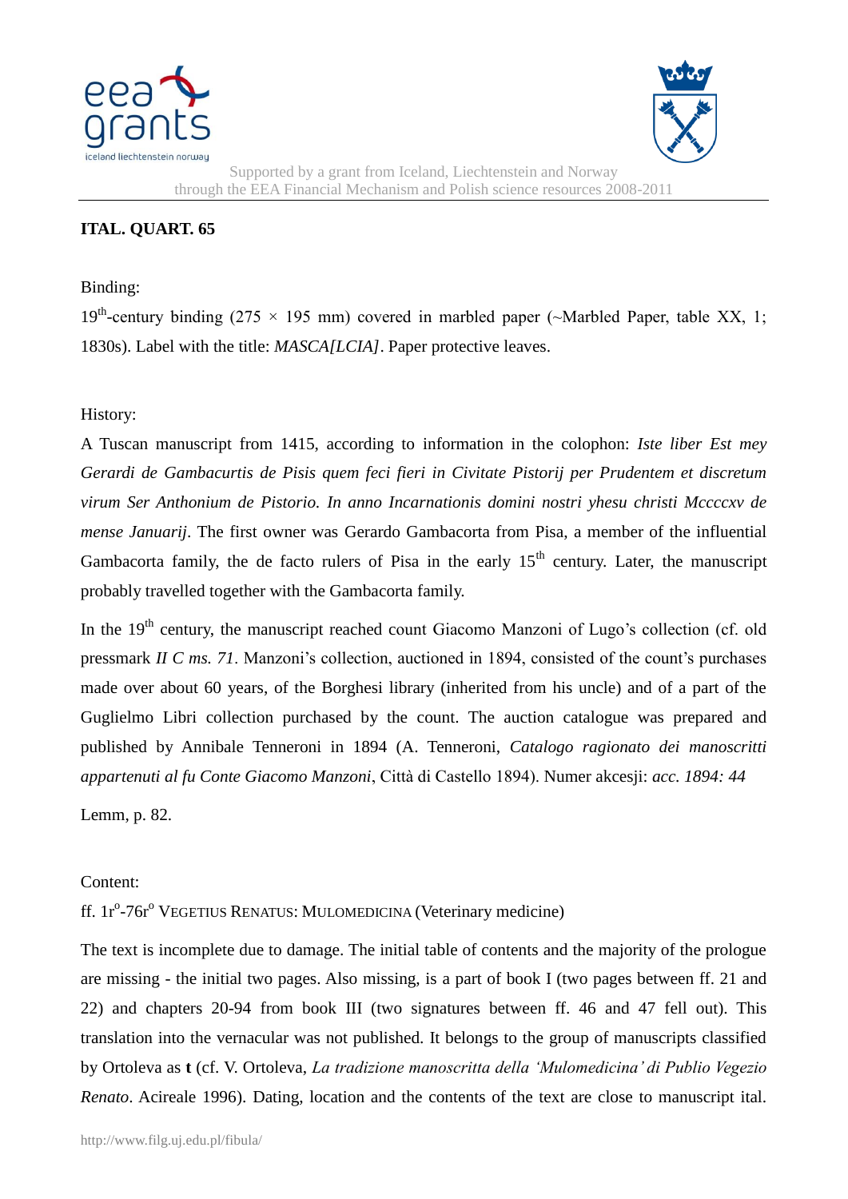Supported by a grant from Iceland, Liechtenstein and Norway
through the EEA Financial Mechanism and Polish science resources 2008-2011

**ITAL. QUART. 65**

Binding:

19th-century binding (275 × 195 mm) covered in marbled paper (~Marbled Paper, table XX, 1; 1830s). Label with the title: *MASCA[LCIA]*. Paper protective leaves.

History:

A Tuscan manuscript from 1415, according to information in the colophon: *Iste liber Est mey Gerardi de Gambacurtis de Pisis quem feci fieri in Civitate Pistorij per Prudentem et discretum virum Ser Anthonium de Pistorio. In anno Incarnationis domini nostri yhesu christi Mccccxv de mense Januarij*. The first owner was Gerardo Gambacorta from Pisa, a member of the influential Gambacorta family, the de facto rulers of Pisa in the early 15th century. Later, the manuscript probably travelled together with the Gambacorta family.

In the 19th century, the manuscript reached count Giacomo Manzoni of Lugo's collection (cf. old pressmark *II C ms. 71*. Manzoni's collection, auctioned in 1894, consisted of the count's purchases made over about 60 years, of the Borghesi library (inherited from his uncle) and of a part of the Guglielmo Libri collection purchased by the count. The auction catalogue was prepared and published by Annibale Tenneroni in 1894 (A. Tenneroni, *Catalogo ragionato dei manoscritti appartenuti al fu Conte Giacomo Manzoni*, Città di Castello 1894). Numer akcesji: *acc. 1894: 44*

Lemm, p. 82.

Content:

ff. 1r°-76r° VEGETIUS RENATUS: MULOMEDICINA (Veterinary medicine)

The text is incomplete due to damage. The initial table of contents and the majority of the prologue are missing - the initial two pages. Also missing, is a part of book I (two pages between ff. 21 and 22) and chapters 20-94 from book III (two signatures between ff. 46 and 47 fell out). This translation into the vernacular was not published. It belongs to the group of manuscripts classified by Ortoleva as **t** (cf. V. Ortoleva, *La tradizione manoscritta della 'Mulomedicina' di Publio Vegezio Renato*. Acireale 1996). Dating, location and the contents of the text are close to manuscript ital.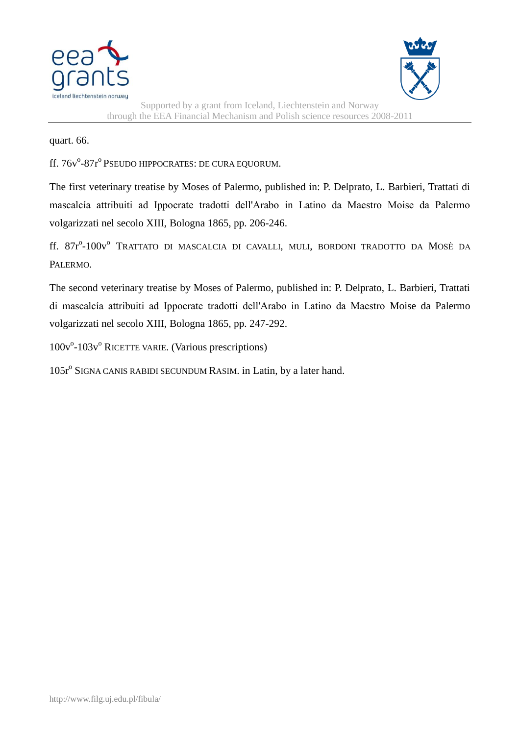quart. 66.

ff. 76v°-87r° PSEUDO HIPPOCRATES: DE CURA EQUORUM.

The first veterinary treatise by Moses of Palermo, published in: P. Delprato, L. Barbieri, Trattati di mascalcía attribuiti ad Ippocrate tradotti dell'Arabo in Latino da Maestro Moise da Palermo volgarizzati nel secolo XIII, Bologna 1865, pp. 206-246.

ff. 87r°-100v° TRATTATO DI MASCALCIA DI CAVALLI, MULI, BORDONI TRADOTTO DA MOSÈ DA PALERMO.

The second veterinary treatise by Moses of Palermo, published in: P. Delprato, L. Barbieri, Trattati di mascalcía attribuiti ad Ippocrate tradotti dell'Arabo in Latino da Maestro Moise da Palermo volgarizzati nel secolo XIII, Bologna 1865, pp. 247-292.

100v°-103v° RICETTE VARIE. (Various prescriptions)

105r° SIGNA CANIS RABIDI SECUNDUM RASIM. in Latin, by a later hand.